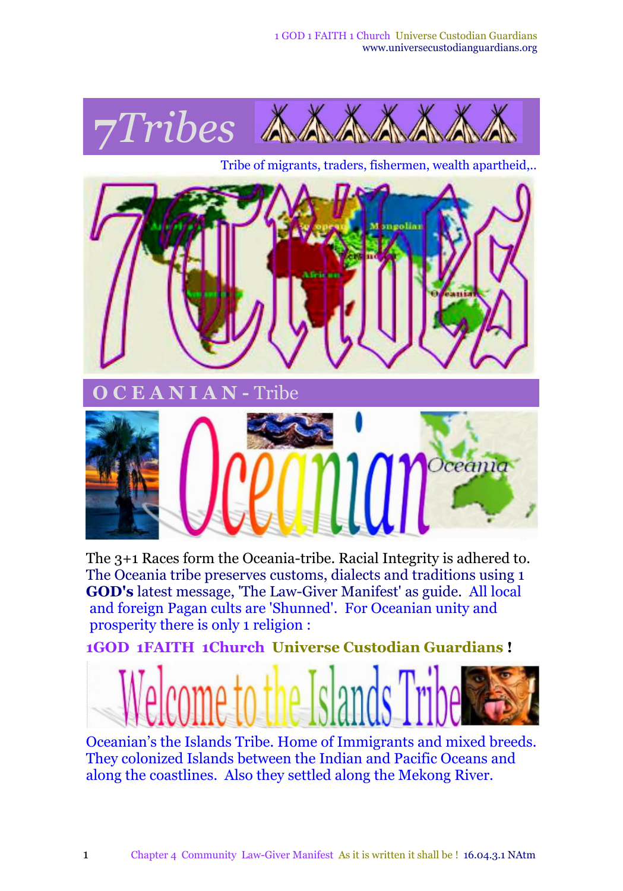# 7Tribes

Tribe of migrants, traders, fishermen, wealth apartheid,..

## O C E A N I A N - Tribe

The 3+1 Races form the Oceania-tribe. Racial Integrity is adhered to. The Oceania tribe preserves customs, dialects and traditions using 1 **GOD's** latest message, 'The Law-Giver Manifest' as guide. All local and foreign Pagan cults are 'Shunned'. For Oceanian unity and prosperity there is only 1 religion :

**1GOD 1FAITH 1Church Universe Custodian Guardians !**

Oceanian's the Islands Tribe. Home of Immigrants and mixed breeds. They colonized Islands between the Indian and Pacific Oceans and along the coastlines. Also they settled along the Mekong River.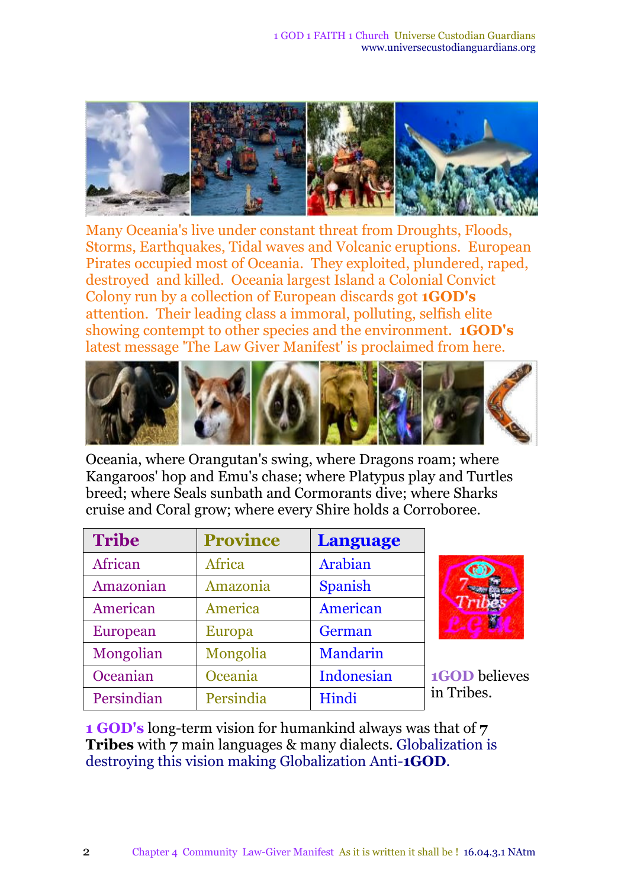Many Oceania's live under constant threat from Droughts, Floods, Storms, Earthquakes, Tidal waves and Volcanic eruptions. European Pirates occupied most of Oceania. They exploited, plundered, raped, destroyed and killed. Oceania largest Island a Colonial Convict Colony run by a collection of European discards got **1GOD's** attention. Their leading class a immoral, polluting, selfish elite showing contempt to other species and the environment. **1GOD's** latest message 'The Law Giver Manifest' is proclaimed from here.

Oceania, where Orangutan's swing, where Dragons roam; where Kangaroos' hop and Emu's chase; where Platypus play and Turtles breed; where Seals sunbath and Cormorants dive; where Sharks cruise and Coral grow; where every Shire holds a Corroboree.

| Tribe | Province | Language |
|---|---|---|
| African | Africa | Arabian |
| Amazonian | Amazonia | Spanish |
| American | America | American |
| European | Europa | German |
| Mongolian | Mongolia | Mandarin |
| Oceanian | Oceania | Indonesian |
| Persindian | Persindia | Hindi |

**1GOD** believes in Tribes.

**1 GOD's** long-term vision for humankind always was that of 7 **Tribes** with 7 main languages & many dialects. Globalization is destroying this vision making Globalization Anti-**1GOD**.